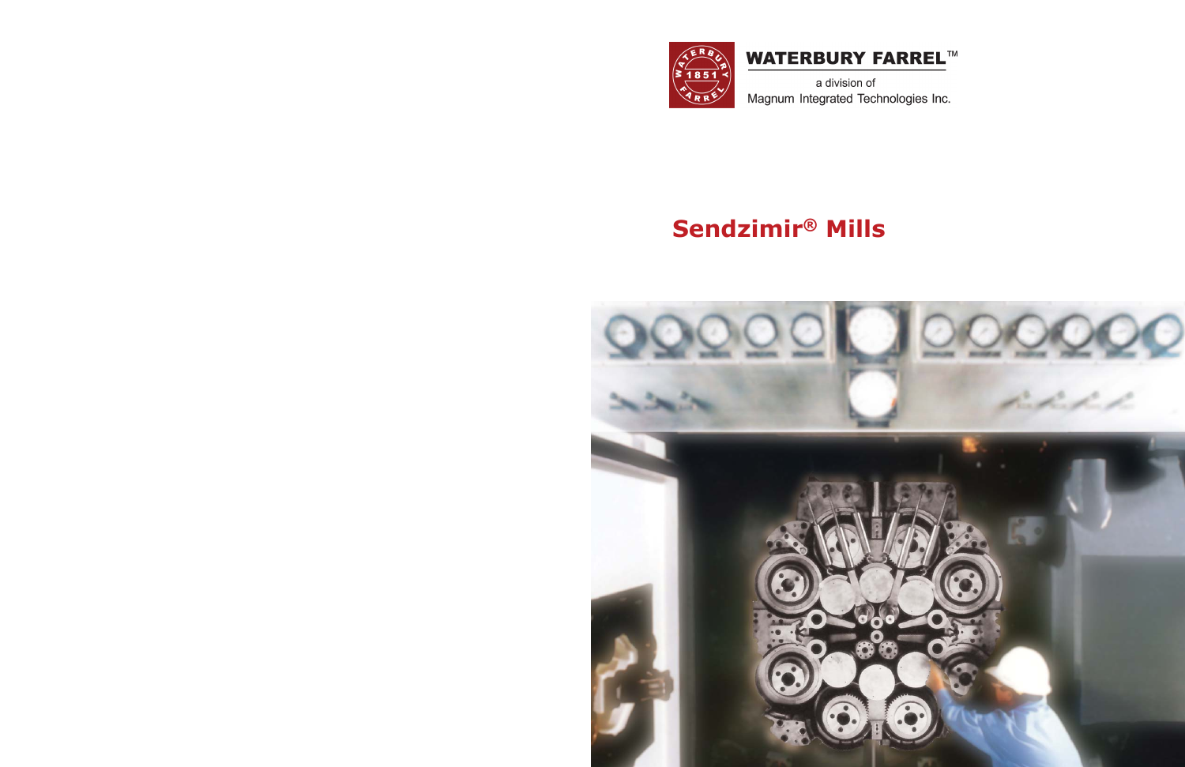WATERBURY FARREL™

a division of
Magnum Integrated Technologies Inc.

# Sendzimir® Mills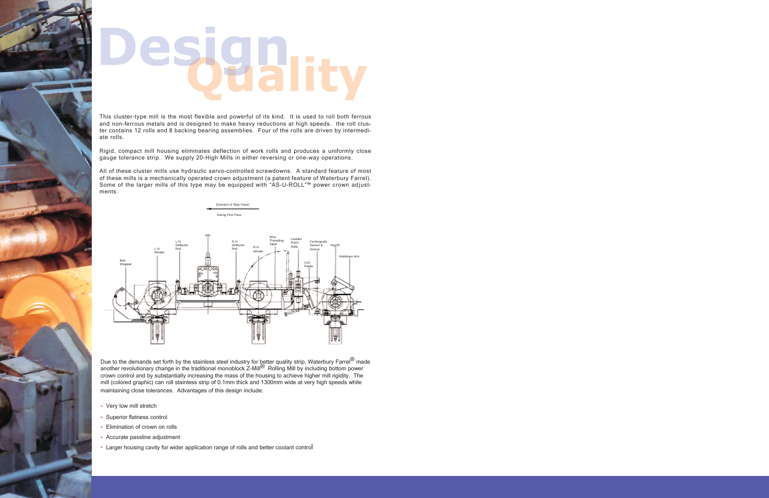# Design Quality

This cluster-type mill is the most flexible and powerful of its kind. It is used to roll both ferrous and non-ferrous metals and is designed to make heavy reductions at high speeds. the roll cluster contains 12 rolls and 8 backing bearing assemblies. Four of the rolls are driven by intermediate rolls.

Rigid, compact mill housing eliminates deflection of work rolls and produces a uniformly close gauge tolerance strip. We supply 20-High Mills in either reversing or one-way operations.

All of these cluster mills use hydraulic servo-controlled screwdowns. A standard feature of most of these mills is a mechanically operated crown adjustment (a patent feature of Waterbury Farrel). Some of the larger mills of this type may be equipped with "AS-U-ROLL"™ power crown adjustments.

Direction of Strip Travel

During First Pass

Belt Wrapper

L.H. Winder

L.H. Deflector Roll

Mill

R.H. Deflector Roll

R.H. Winder

Strip Threading Table

Leveller Pinch Rolls

Centerguide Sensor & Source

Payoff

Coil Peeler

Holddown Arm

Due to the demands set forth by the stainless steel industry for better quality strip, Waterbury Farrel® made another revolutionary change in the traditional monoblock Z-Mill® Rolling Mill by including bottom power crown control and by substantially increasing the mass of the housing to achieve higher mill rigidity. The mill (colored graphic) can roll stainless strip of 0.1mm thick and 1300mm wide at very high speeds while maintaining close tolerances. Advantages of this design include:

- Very low mill stretch
- Superior flatness control
- Elimination of crown on rolls
- Accurate passline adjustment
- Larger housing cavity for wider application range of rolls and better coolant control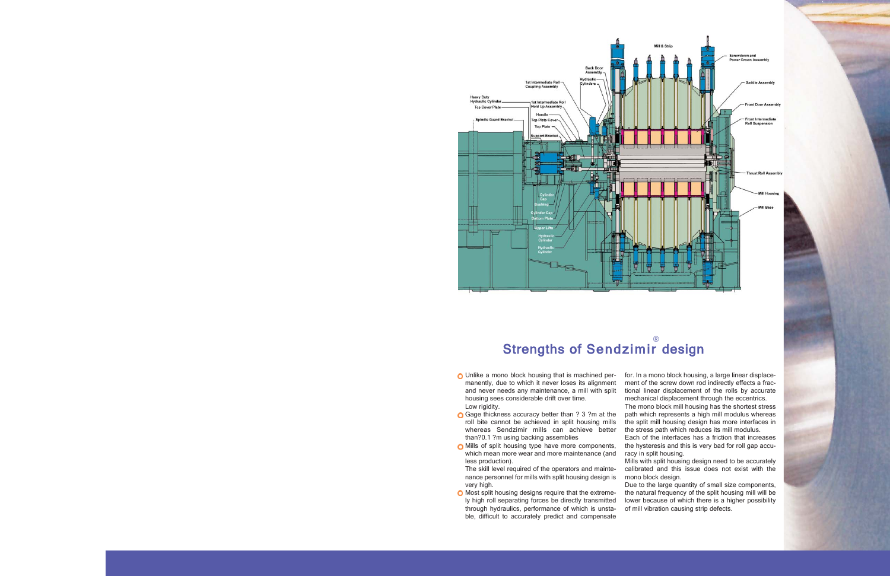# Strengths of Sendzimir® design

- Unlike a mono block housing that is machined permanently, due to which it never loses its alignment and never needs any maintenance, a mill with split housing sees considerable drift over time.
  Low rigidity.
- Gage thickness accuracy better than ? 3 ?m at the roll bite cannot be achieved in split housing mills whereas Sendzimir mills can achieve better than?0.1 ?m using backing assemblies
- Mills of split housing type have more components, which mean more wear and more maintenance (and less production).
  The skill level required of the operators and maintenance personnel for mills with split housing design is very high.
- Most split housing designs require that the extremely high roll separating forces be directly transmitted through hydraulics, performance of which is unstable, difficult to accurately predict and compensate for. In a mono block housing, a large linear displacement of the screw down rod indirectly effects a fractional linear displacement of the rolls by accurate mechanical displacement through the eccentrics.
  The mono block mill housing has the shortest stress path which represents a high mill modulus whereas the split mill housing design has more interfaces in the stress path which reduces its mill modulus.
  Each of the interfaces has a friction that increases the hysteresis and this is very bad for roll gap accuracy in split housing.
  Mills with split housing design need to be accurately calibrated and this issue does not exist with the mono block design.
  Due to the large quantity of small size components, the natural frequency of the split housing mill will be lower because of which there is a higher possibility of mill vibration causing strip defects.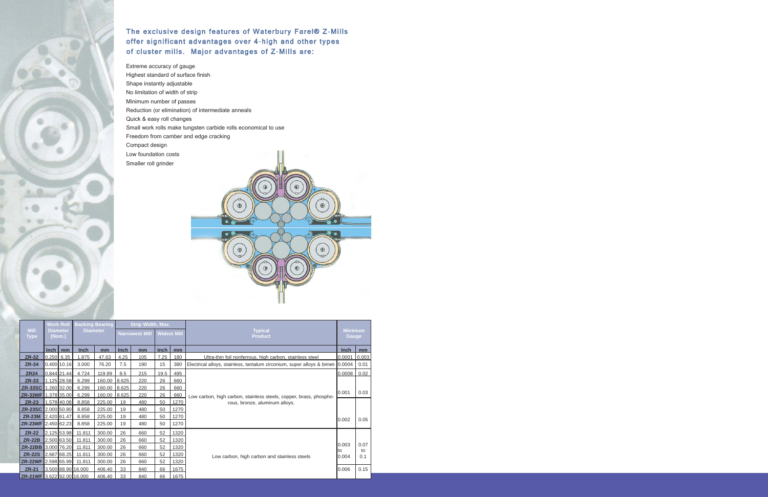## The exclusive design features of Waterbury Farel® Z-Mills offer significant advantages over 4-high and other types of cluster mills. Major advantages of Z-Mills are:

Extreme accuracy of gauge

Highest standard of surface finish

Shape instantly adjustable

No limitation of width of strip

Minimum number of passes

Reduction (or elimination) of intermediate anneals

Quick & easy roll changes

Small work rolls make tungsten carbide rolls economical to use

Freedom from camber and edge cracking

Compact design

Low foundation costs

Smaller roll grinder

| Mill Type | Work Roll Diameter (Nom.) | | Backing Bearing Diameter | | Strip Width, Max. | | | | Typical Product | Minimum Gauge | |
|---|---|---|---|---|---|---|---|---|---|---|---|
| | | | | | Narrowest Mill | | Widest Mill | | | | |
| | Inch | mm | Inch | mm | Inch | mm | Inch | mm | | Inch | mm |
| ZR-32 | 0.250 | 6.35 | 1.875 | 47.63 | 4.25 | 105 | 7.25 | 180 | Ultra-thin foil nonferrous, high carbon, stainless steel | 0.0001 | 0.003 |
| ZR-34 | 0.400 | 10.16 | 3.000 | 76.20 | 7.5 | 190 | 15 | 380 | Electrical alloys, stainless, tantalum zirconium, super alloys & bimet- | 0.0004 | 0.01 |
| ZR24 | 0.844 | 21.44 | 4.724 | 119.99 | 8.5 | 215 | 19.5 | 495 | Low carbon, high carbon, stainless steels, copper, brass, phosphorous, bronze, aluminum alloys. | 0.0008 | 0.02 |
| ZR-33 | 1.125 | 28.58 | 6.299 | 160.00 | 8.625 | 220 | 26 | 660 | | 0.001 | 0.03 |
| ZR-33SC | 1.260 | 32.00 | 6.299 | 160.00 | 8.625 | 220 | 26 | 660 | | | |
| ZR-33WF | 1.378 | 35.00 | 6.299 | 160.00 | 8.625 | 220 | 26 | 660 | | | |
| ZR-23 | 1.578 | 40.08 | 8.858 | 225.00 | 19 | 480 | 50 | 1270 | | 0.002 | 0.05 |
| ZR-23SC | 2.000 | 50.80 | 8.858 | 225.00 | 19 | 480 | 50 | 1270 | | | |
| ZR-23M | 2.420 | 61.47 | 8.858 | 225.00 | 19 | 480 | 50 | 1270 | | | |
| ZR-23WF | 2.450 | 62.23 | 8.858 | 225.00 | 19 | 480 | 50 | 1270 | | | |
| ZR-22 | 2.125 | 53.98 | 11.811 | 300.00 | 26 | 660 | 52 | 1320 | Low carbon, high carbon and stainless steels | 0.003 to 0.004 | 0.07 to 0.1 |
| ZR-22B | 2.500 | 63.50 | 11.811 | 300.00 | 26 | 660 | 52 | 1320 | | | |
| ZR-22BB | 3.000 | 76.20 | 11.811 | 300.00 | 26 | 660 | 52 | 1320 | | | |
| ZR-22S | 2.687 | 68.25 | 11.811 | 300.00 | 26 | 660 | 52 | 1320 | | | |
| ZR-22WF | 2.598 | 65.99 | 11.811 | 300.00 | 26 | 660 | 52 | 1320 | | | |
| ZR-21 | 3.500 | 88.90 | 16.000 | 406.40 | 33 | 840 | 66 | 1675 | | 0.006 | 0.15 |
| ZR-21WF | 3.622 | 92.00 | 16.000 | 406.40 | 33 | 840 | 66 | 1675 | | | |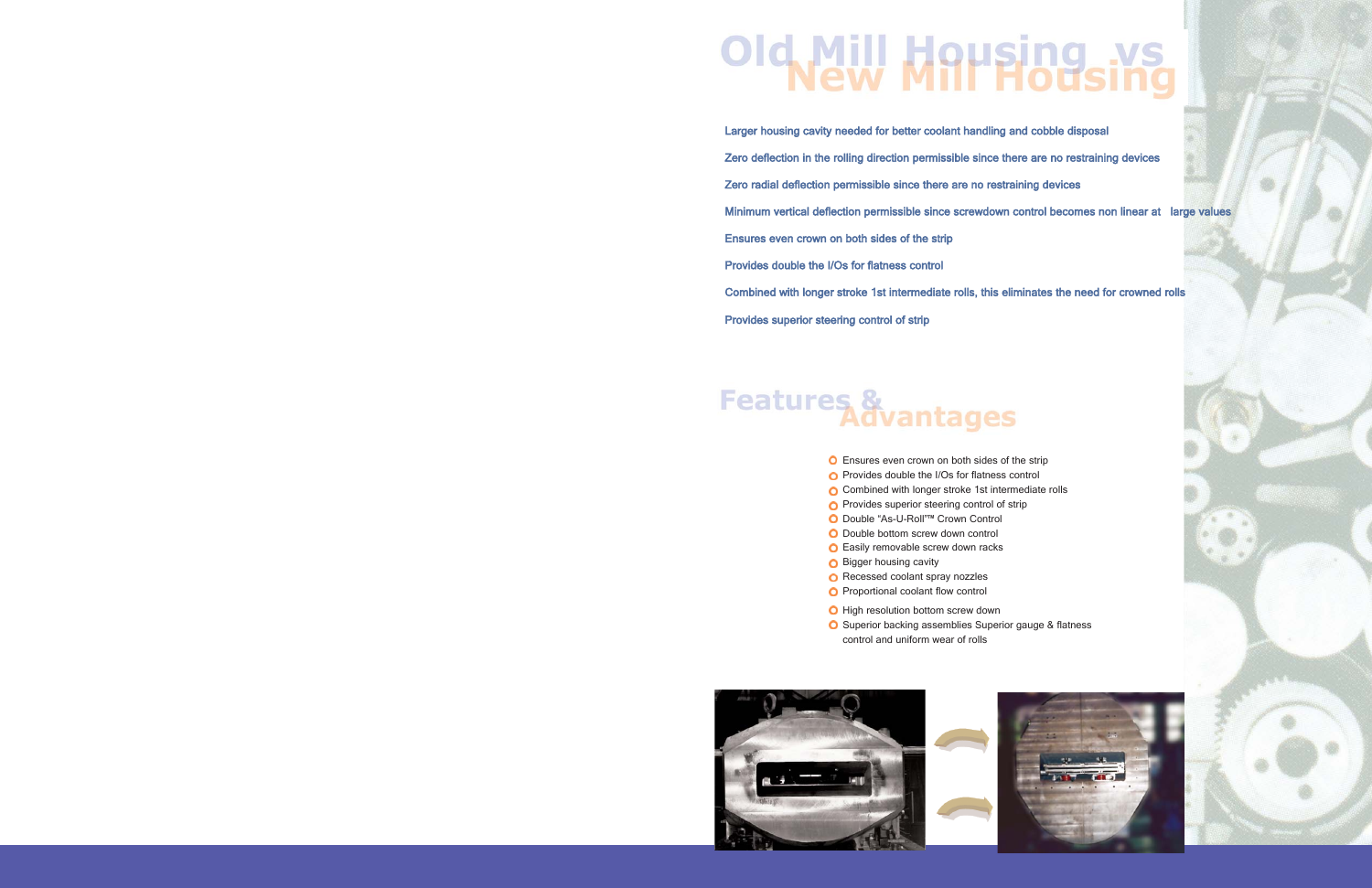# Old Mill Housing vs New Mill Housing

Larger housing cavity needed for better coolant handling and cobble disposal

Zero deflection in the rolling direction permissible since there are no restraining devices

Zero radial deflection permissible since there are no restraining devices

Minimum vertical deflection permissible since screwdown control becomes non linear at large values

Ensures even crown on both sides of the strip

Provides double the I/Os for flatness control

Combined with longer stroke 1st intermediate rolls, this eliminates the need for crowned rolls

Provides superior steering control of strip

# Features & Advantages

- Ensures even crown on both sides of the strip
- Provides double the I/Os for flatness control
- Combined with longer stroke 1st intermediate rolls
- Provides superior steering control of strip
- Double "As-U-Roll"™ Crown Control
- Double bottom screw down control
- Easily removable screw down racks
- Bigger housing cavity
- Recessed coolant spray nozzles
- Proportional coolant flow control
- High resolution bottom screw down
- Superior backing assemblies Superior gauge & flatness control and uniform wear of rolls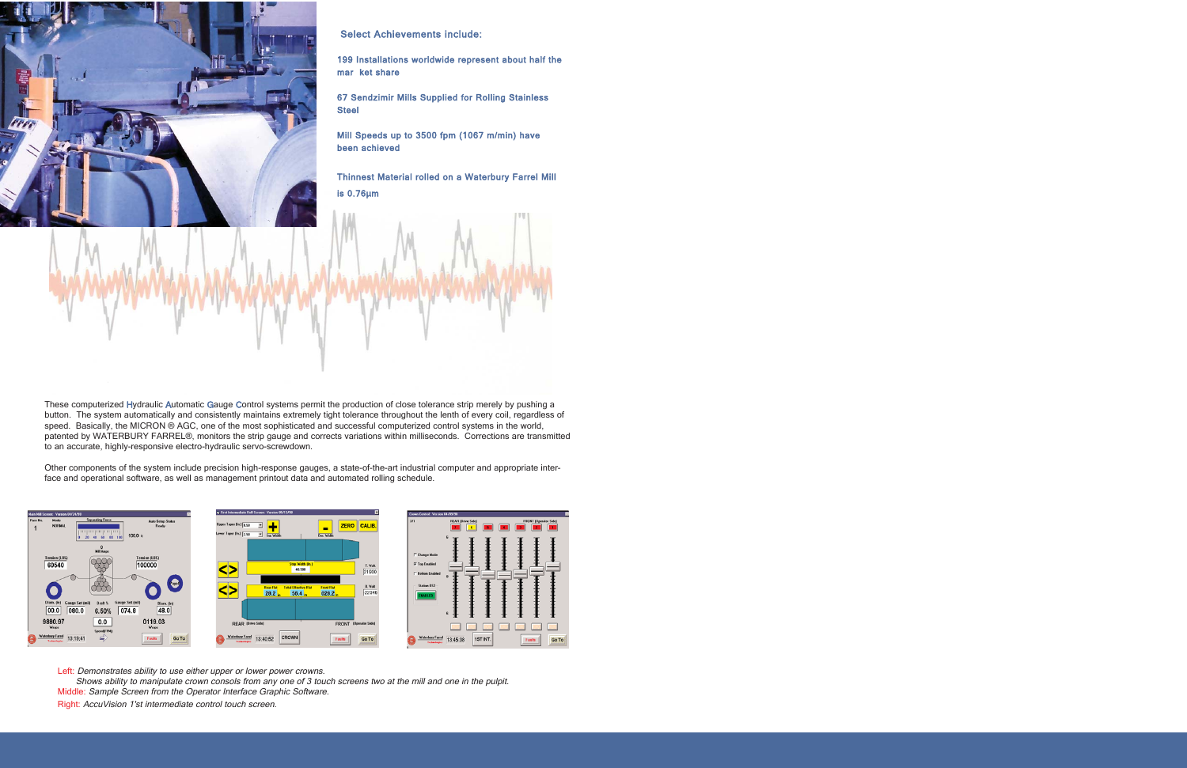Select Achievements include:

**199 Installations worldwide represent about half the mar ket share**

**67 Sendzimir Mills Supplied for Rolling Stainless Steel**

**Mill Speeds up to 3500 fpm (1067 m/min) have been achieved**

**Thinnest Material rolled on a Waterbury Farrel Mill is 0.76µm**

These computerized Hydraulic Automatic Gauge Control systems permit the production of close tolerance strip merely by pushing a button. The system automatically and consistently maintains extremely tight tolerance throughout the lenth of every coil, regardless of speed. Basically, the MICRON ® AGC, one of the most sophisticated and successful computerized control systems in the world, patented by WATERBURY FARREL®, monitors the strip gauge and corrects variations within milliseconds. Corrections are transmitted to an accurate, highly-responsive electro-hydraulic servo-screwdown.

Other components of the system include precision high-response gauges, a state-of-the-art industrial computer and appropriate interface and operational software, as well as management printout data and automated rolling schedule.

Left: *Demonstrates ability to use either upper or lower power crowns.*
*Shows ability to manipulate crown consols from any one of 3 touch screens two at the mill and one in the pulpit.*
Middle: *Sample Screen from the Operator Interface Graphic Software.*
Right: *AccuVision 1'st intermediate control touch screen.*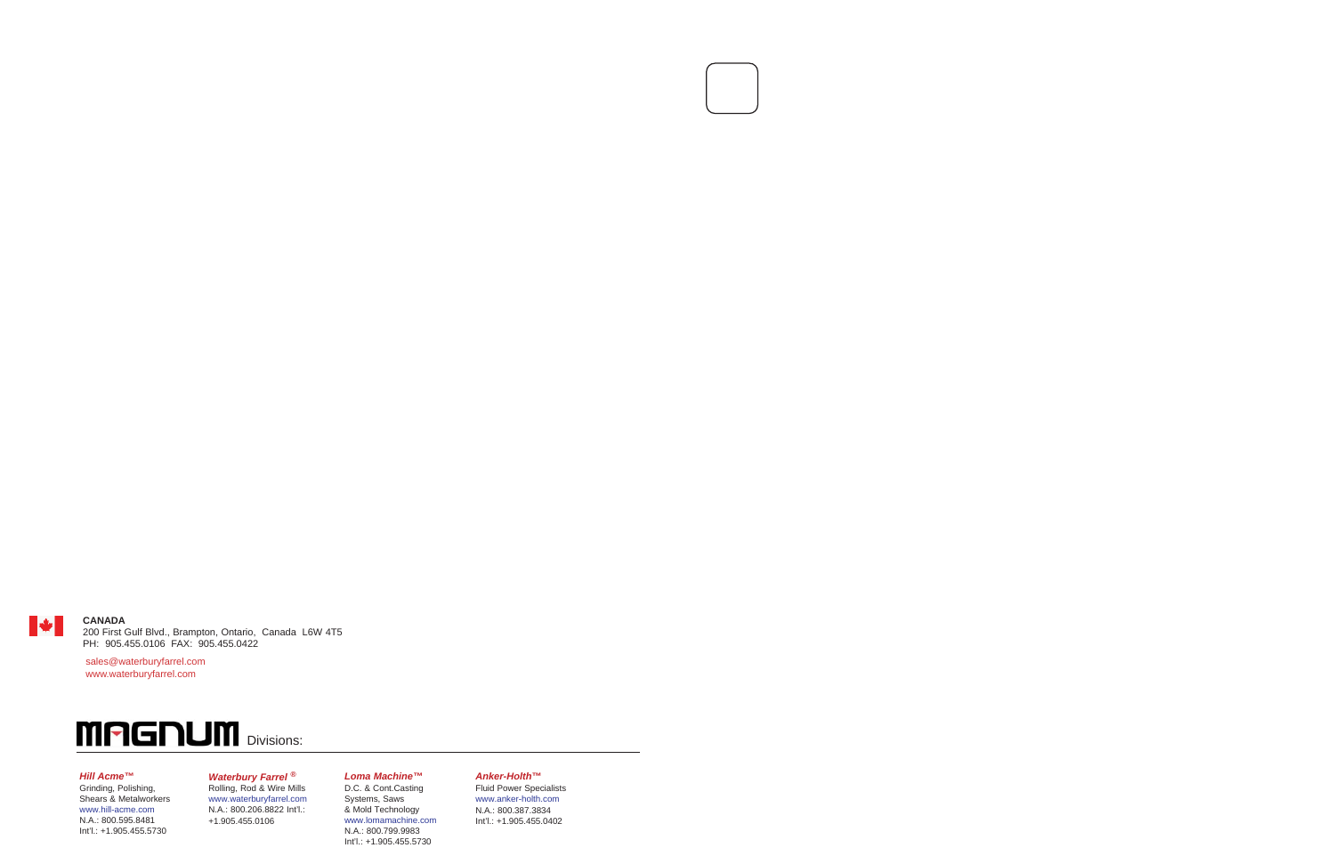**CANADA**
200 First Gulf Blvd., Brampton, Ontario, Canada L6W 4T5
PH: 905.455.0106 FAX: 905.455.0422

sales@waterburyfarrel.com
www.waterburyfarrel.com

MAGNUM Divisions:

***Hill Acme™***
Grinding, Polishing,
Shears & Metalworkers
www.hill-acme.com
N.A.: 800.595.8481
Int'l.: +1.905.455.5730

***Waterbury Farrel ®***
Rolling, Rod & Wire Mills
www.waterburyfarrel.com
N.A.: 800.206.8822 Int'l.:
+1.905.455.0106

***Loma Machine™***
D.C. & Cont.Casting
Systems, Saws
& Mold Technology
www.lomamachine.com
N.A.: 800.799.9983
Int'l.: +1.905.455.5730

***Anker-Holth™***
Fluid Power Specialists
www.anker-holth.com
N.A.: 800.387.3834
Int'l.: +1.905.455.0402